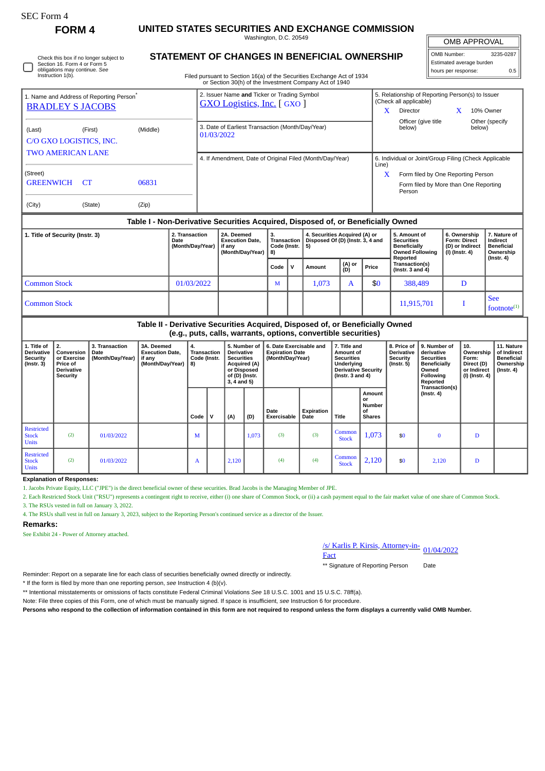SEC Form 4

**FORM 4**

# UNITED STATES SECURITIES AND EXCHANGE COMMISSION

Washington, D.C. 20549

## STATEMENT OF CHANGES IN BENEFICIAL OWNERSHIP

Filed pursuant to Section 16(a) of the Securities Exchange Act of 1934 or Section 30(h) of the Investment Company Act of 1940

| OMB APPROVAL | |
|---|---|
| OMB Number: | 3235-0287 |
| Estimated average burden | |
| hours per response: | 0.5 |

☐ Check this box if no longer subject to Section 16. Form 4 or Form 5 obligations may continue. *See* Instruction 1(b).

1. Name and Address of Reporting Person*
BRADLEY S JACOBS

(Last) (First) (Middle)
C/O GXO LOGISTICS, INC.
TWO AMERICAN LANE

(Street)
GREENWICH CT 06831

(City) (State) (Zip)

2. Issuer Name **and** Ticker or Trading Symbol
GXO Logistics, Inc. [ GXO ]

3. Date of Earliest Transaction (Month/Day/Year)
01/03/2022

4. If Amendment, Date of Original Filed (Month/Day/Year)

5. Relationship of Reporting Person(s) to Issuer (Check all applicable)
X Director
X 10% Owner
Officer (give title below)
Other (specify below)

6. Individual or Joint/Group Filing (Check Applicable Line)
X Form filed by One Reporting Person
Form filed by More than One Reporting Person

### Table I - Non-Derivative Securities Acquired, Disposed of, or Beneficially Owned

| 1. Title of Security (Instr. 3) | 2. Transaction Date (Month/Day/Year) | 2A. Deemed Execution Date, if any (Month/Day/Year) | 3. Transaction Code (Instr. 8) | | 4. Securities Acquired (A) or Disposed Of (D) (Instr. 3, 4 and 5) | | | 5. Amount of Securities Beneficially Owned Following Reported Transaction(s) (Instr. 3 and 4) | 6. Ownership Form: Direct (D) or Indirect (I) (Instr. 4) | 7. Nature of Indirect Beneficial Ownership (Instr. 4) |
|---|---|---|---|---|---|---|---|---|---|---|
| | | | Code | V | Amount | (A) or (D) | Price | | | |
| Common Stock | 01/03/2022 | | M | | 1,073 | A | $0 | 388,489 | D | |
| Common Stock | | | | | | | | 11,915,701 | I | See footnote[1] |

### Table II - Derivative Securities Acquired, Disposed of, or Beneficially Owned (e.g., puts, calls, warrants, options, convertible securities)

| 1. Title of Derivative Security (Instr. 3) | 2. Conversion or Exercise Price of Derivative Security | 3. Transaction Date (Month/Day/Year) | 3A. Deemed Execution Date, if any (Month/Day/Year) | 4. Transaction Code (Instr. 8) | | 5. Number of Derivative Securities Acquired (A) or Disposed of (D) (Instr. 3, 4 and 5) | | 6. Date Exercisable and Expiration Date (Month/Day/Year) | | 7. Title and Amount of Securities Underlying Derivative Security (Instr. 3 and 4) | | 8. Price of Derivative Security (Instr. 5) | 9. Number of derivative Securities Beneficially Owned Following Reported Transaction(s) (Instr. 4) | 10. Ownership Form: Direct (D) or Indirect (I) (Instr. 4) | 11. Nature of Indirect Beneficial Ownership (Instr. 4) |
|---|---|---|---|---|---|---|---|---|---|---|---|---|---|---|---|
| | | | | Code | V | (A) | (D) | Date Exercisable | Expiration Date | Title | Amount or Number of Shares | | | | |
| Restricted Stock Units | (2) | 01/03/2022 | | M | | | 1,073 | (3) | (3) | Common Stock | 1,073 | $0 | 0 | D | |
| Restricted Stock Units | (2) | 01/03/2022 | | A | | 2,120 | | (4) | (4) | Common Stock | 2,120 | $0 | 2,120 | D | |

**Explanation of Responses:**

1. Jacobs Private Equity, LLC ("JPE") is the direct beneficial owner of these securities. Brad Jacobs is the Managing Member of JPE.
2. Each Restricted Stock Unit ("RSU") represents a contingent right to receive, either (i) one share of Common Stock, or (ii) a cash payment equal to the fair market value of one share of Common Stock.
3. The RSUs vested in full on January 3, 2022.
4. The RSUs shall vest in full on January 3, 2023, subject to the Reporting Person's continued service as a director of the Issuer.

**Remarks:**

See Exhibit 24 - Power of Attorney attached.

/s/ Karlis P. Kirsis, Attorney-in-Fact 01/04/2022

** Signature of Reporting Person Date

Reminder: Report on a separate line for each class of securities beneficially owned directly or indirectly.

* If the form is filed by more than one reporting person, *see* Instruction 4 (b)(v).

** Intentional misstatements or omissions of facts constitute Federal Criminal Violations *See* 18 U.S.C. 1001 and 15 U.S.C. 78ff(a).

Note: File three copies of this Form, one of which must be manually signed. If space is insufficient, *see* Instruction 6 for procedure.

**Persons who respond to the collection of information contained in this form are not required to respond unless the form displays a currently valid OMB Number.**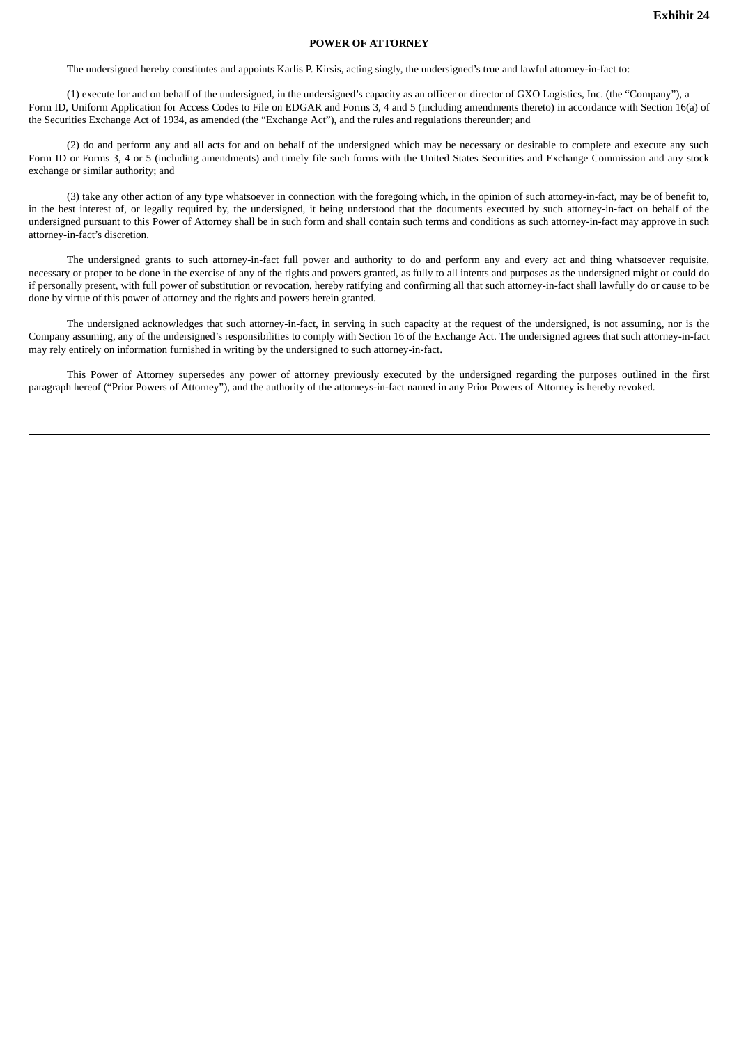**Exhibit 24**

**POWER OF ATTORNEY**

The undersigned hereby constitutes and appoints Karlis P. Kirsis, acting singly, the undersigned's true and lawful attorney-in-fact to:

(1) execute for and on behalf of the undersigned, in the undersigned's capacity as an officer or director of GXO Logistics, Inc. (the "Company"), a Form ID, Uniform Application for Access Codes to File on EDGAR and Forms 3, 4 and 5 (including amendments thereto) in accordance with Section 16(a) of the Securities Exchange Act of 1934, as amended (the "Exchange Act"), and the rules and regulations thereunder; and

(2) do and perform any and all acts for and on behalf of the undersigned which may be necessary or desirable to complete and execute any such Form ID or Forms 3, 4 or 5 (including amendments) and timely file such forms with the United States Securities and Exchange Commission and any stock exchange or similar authority; and

(3) take any other action of any type whatsoever in connection with the foregoing which, in the opinion of such attorney-in-fact, may be of benefit to, in the best interest of, or legally required by, the undersigned, it being understood that the documents executed by such attorney-in-fact on behalf of the undersigned pursuant to this Power of Attorney shall be in such form and shall contain such terms and conditions as such attorney-in-fact may approve in such attorney-in-fact's discretion.

The undersigned grants to such attorney-in-fact full power and authority to do and perform any and every act and thing whatsoever requisite, necessary or proper to be done in the exercise of any of the rights and powers granted, as fully to all intents and purposes as the undersigned might or could do if personally present, with full power of substitution or revocation, hereby ratifying and confirming all that such attorney-in-fact shall lawfully do or cause to be done by virtue of this power of attorney and the rights and powers herein granted.

The undersigned acknowledges that such attorney-in-fact, in serving in such capacity at the request of the undersigned, is not assuming, nor is the Company assuming, any of the undersigned's responsibilities to comply with Section 16 of the Exchange Act. The undersigned agrees that such attorney-in-fact may rely entirely on information furnished in writing by the undersigned to such attorney-in-fact.

This Power of Attorney supersedes any power of attorney previously executed by the undersigned regarding the purposes outlined in the first paragraph hereof ("Prior Powers of Attorney"), and the authority of the attorneys-in-fact named in any Prior Powers of Attorney is hereby revoked.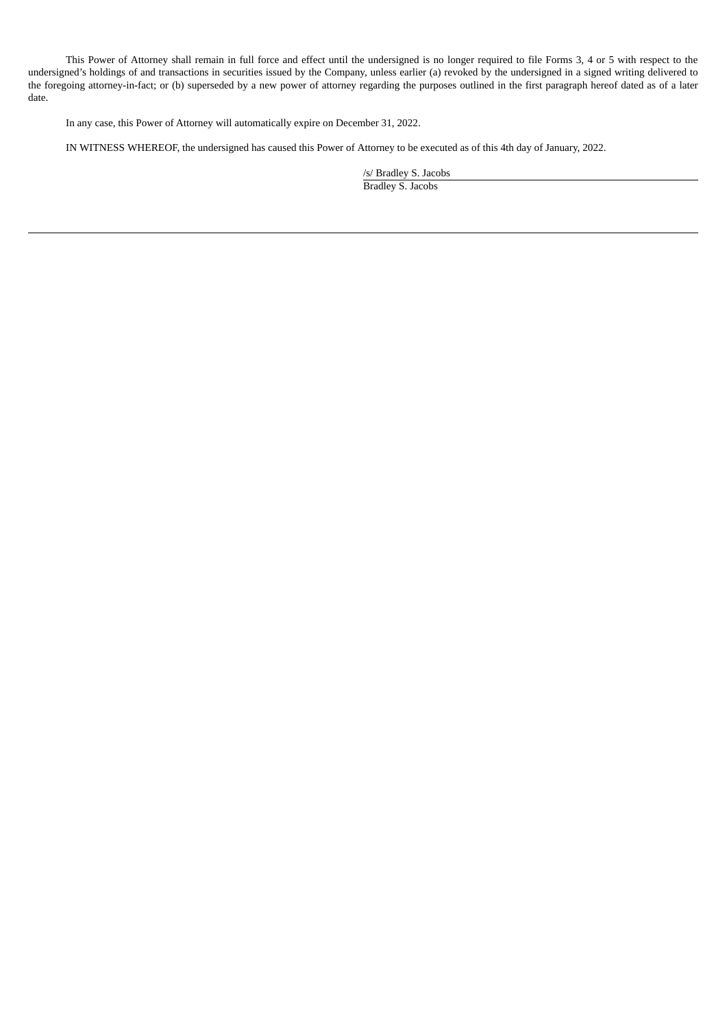This Power of Attorney shall remain in full force and effect until the undersigned is no longer required to file Forms 3, 4 or 5 with respect to the undersigned's holdings of and transactions in securities issued by the Company, unless earlier (a) revoked by the undersigned in a signed writing delivered to the foregoing attorney-in-fact; or (b) superseded by a new power of attorney regarding the purposes outlined in the first paragraph hereof dated as of a later date.

In any case, this Power of Attorney will automatically expire on December 31, 2022.

IN WITNESS WHEREOF, the undersigned has caused this Power of Attorney to be executed as of this 4th day of January, 2022.

/s/ Bradley S. Jacobs

Bradley S. Jacobs